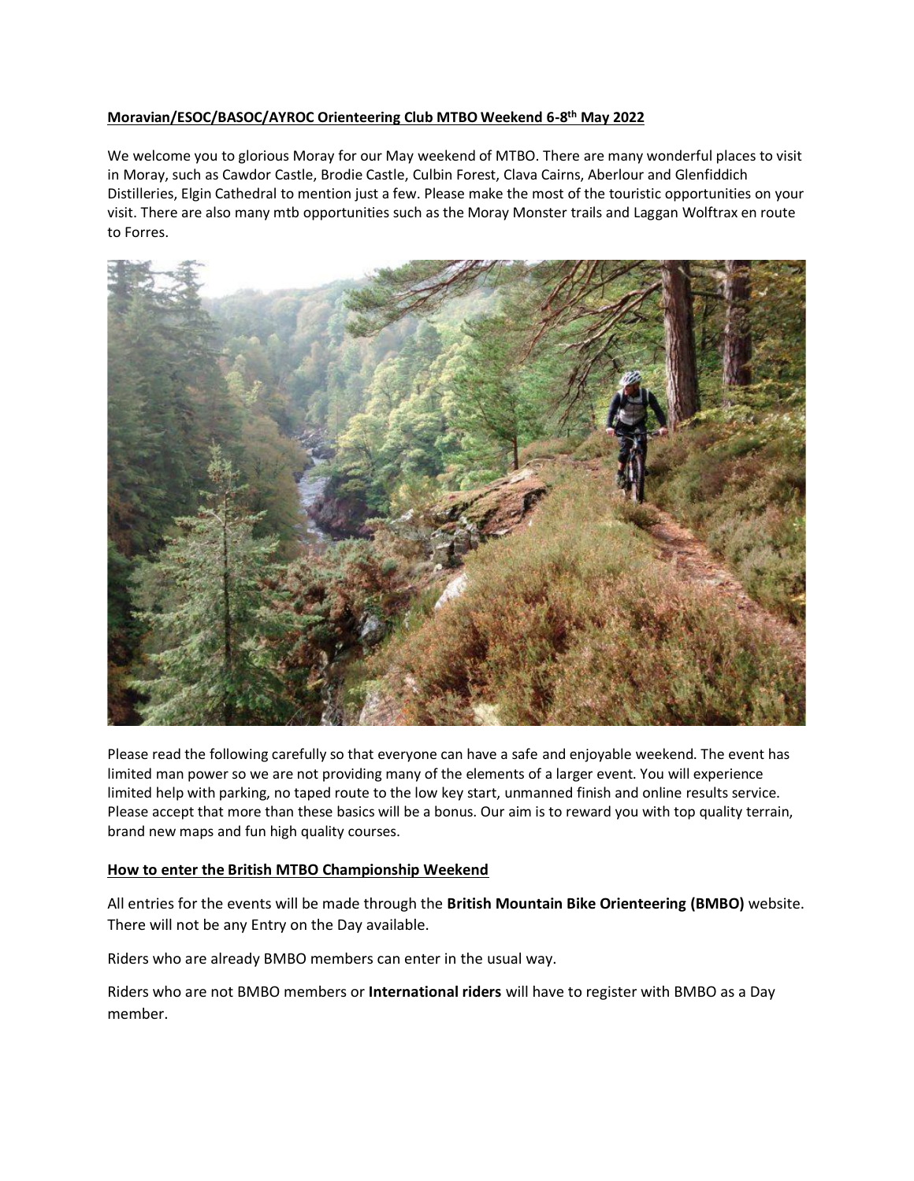**Moravian/ESOC/BASOC/AYROC Orienteering Club MTBO Weekend 6-8th May 2022**

We welcome you to glorious Moray for our May weekend of MTBO. There are many wonderful places to visit in Moray, such as Cawdor Castle, Brodie Castle, Culbin Forest, Clava Cairns, Aberlour and Glenfiddich Distilleries, Elgin Cathedral to mention just a few. Please make the most of the touristic opportunities on your visit. There are also many mtb opportunities such as the Moray Monster trails and Laggan Wolftrax en route to Forres.

Please read the following carefully so that everyone can have a safe and enjoyable weekend. The event has limited man power so we are not providing many of the elements of a larger event. You will experience limited help with parking, no taped route to the low key start, unmanned finish and online results service. Please accept that more than these basics will be a bonus. Our aim is to reward you with top quality terrain, brand new maps and fun high quality courses.

**How to enter the British MTBO Championship Weekend**

All entries for the events will be made through the **British Mountain Bike Orienteering (BMBO)** website. There will not be any Entry on the Day available.

Riders who are already BMBO members can enter in the usual way.

Riders who are not BMBO members or **International riders** will have to register with BMBO as a Day member.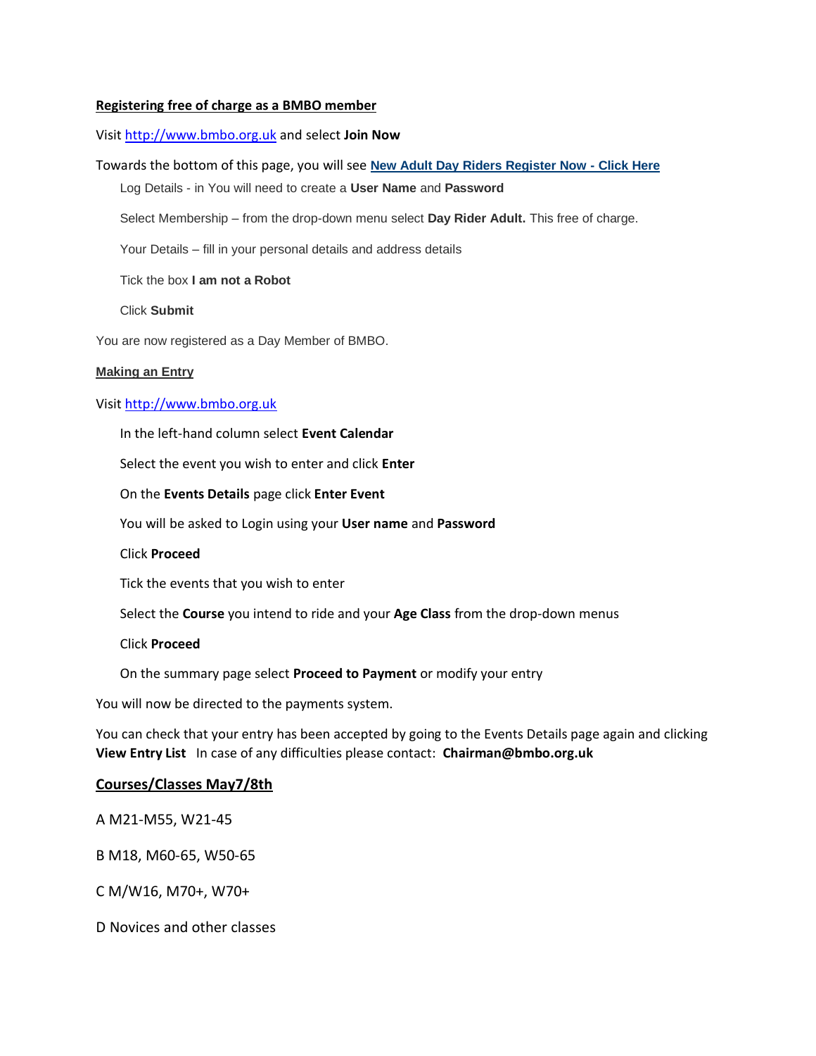**Registering free of charge as a BMBO member**

Visit http://www.bmbo.org.uk and select **Join Now**

Towards the bottom of this page, you will see **New Adult Day Riders Register Now - Click Here**

Log Details - in You will need to create a **User Name** and **Password**

Select Membership – from the drop-down menu select **Day Rider Adult.** This free of charge.

Your Details – fill in your personal details and address details

Tick the box **I am not a Robot**

Click **Submit**

You are now registered as a Day Member of BMBO.

**Making an Entry**

Visit http://www.bmbo.org.uk

In the left-hand column select **Event Calendar**

Select the event you wish to enter and click **Enter**

On the **Events Details** page click **Enter Event**

You will be asked to Login using your **User name** and **Password**

Click **Proceed**

Tick the events that you wish to enter

Select the **Course** you intend to ride and your **Age Class** from the drop-down menus

Click **Proceed**

On the summary page select **Proceed to Payment** or modify your entry

You will now be directed to the payments system.

You can check that your entry has been accepted by going to the Events Details page again and clicking **View Entry List** In case of any difficulties please contact: **Chairman@bmbo.org.uk**

## Courses/Classes May7/8th

A M21-M55, W21-45

B M18, M60-65, W50-65

C M/W16, M70+, W70+

D Novices and other classes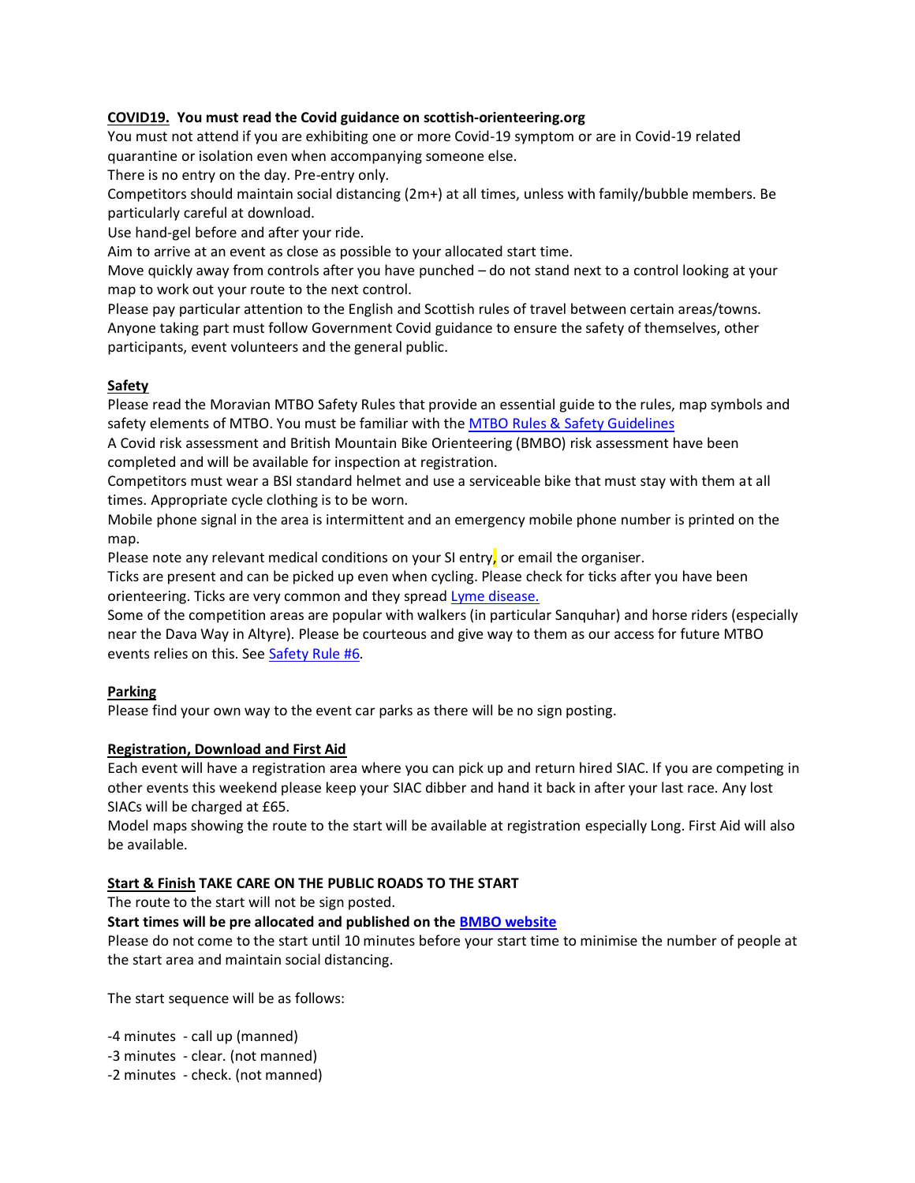**COVID19. You must read the Covid guidance on scottish-orienteering.org**

You must not attend if you are exhibiting one or more Covid-19 symptom or are in Covid-19 related quarantine or isolation even when accompanying someone else.

There is no entry on the day. Pre-entry only.

Competitors should maintain social distancing (2m+) at all times, unless with family/bubble members. Be particularly careful at download.

Use hand-gel before and after your ride.

Aim to arrive at an event as close as possible to your allocated start time.

Move quickly away from controls after you have punched – do not stand next to a control looking at your map to work out your route to the next control.

Please pay particular attention to the English and Scottish rules of travel between certain areas/towns.

Anyone taking part must follow Government Covid guidance to ensure the safety of themselves, other participants, event volunteers and the general public.

**Safety**

Please read the Moravian MTBO Safety Rules that provide an essential guide to the rules, map symbols and safety elements of MTBO. You must be familiar with the MTBO Rules & Safety Guidelines

A Covid risk assessment and British Mountain Bike Orienteering (BMBO) risk assessment have been completed and will be available for inspection at registration.

Competitors must wear a BSI standard helmet and use a serviceable bike that must stay with them at all times. Appropriate cycle clothing is to be worn.

Mobile phone signal in the area is intermittent and an emergency mobile phone number is printed on the map.

Please note any relevant medical conditions on your SI entry, or email the organiser.

Ticks are present and can be picked up even when cycling. Please check for ticks after you have been orienteering. Ticks are very common and they spread Lyme disease.

Some of the competition areas are popular with walkers (in particular Sanquhar) and horse riders (especially near the Dava Way in Altyre). Please be courteous and give way to them as our access for future MTBO events relies on this. See Safety Rule #6.

**Parking**

Please find your own way to the event car parks as there will be no sign posting.

**Registration, Download and First Aid**

Each event will have a registration area where you can pick up and return hired SIAC. If you are competing in other events this weekend please keep your SIAC dibber and hand it back in after your last race. Any lost SIACs will be charged at £65.

Model maps showing the route to the start will be available at registration especially Long. First Aid will also be available.

**Start & Finish TAKE CARE ON THE PUBLIC ROADS TO THE START**

The route to the start will not be sign posted.

**Start times will be pre allocated and published on the BMBO website**

Please do not come to the start until 10 minutes before your start time to minimise the number of people at the start area and maintain social distancing.

The start sequence will be as follows:

-4 minutes - call up (manned)
-3 minutes - clear. (not manned)
-2 minutes - check. (not manned)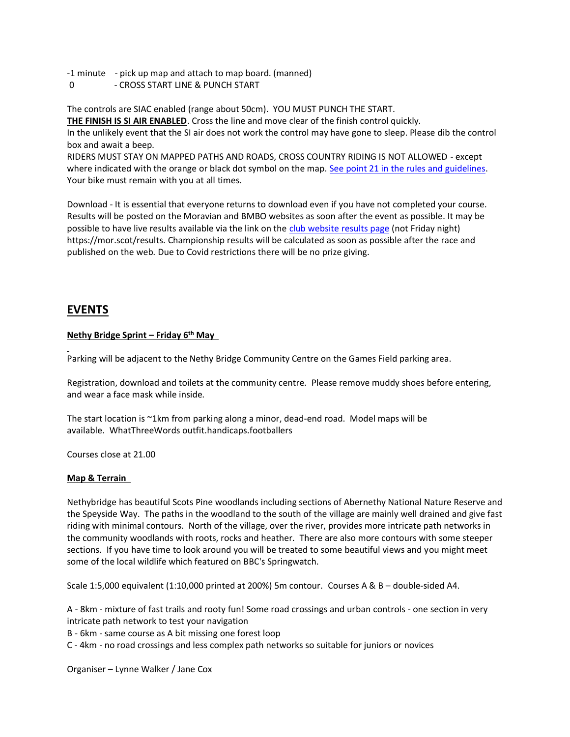-1 minute - pick up map and attach to map board. (manned)
0 - CROSS START LINE & PUNCH START

The controls are SIAC enabled (range about 50cm). YOU MUST PUNCH THE START.
**THE FINISH IS SI AIR ENABLED**. Cross the line and move clear of the finish control quickly.
In the unlikely event that the SI air does not work the control may have gone to sleep. Please dib the control box and await a beep.
RIDERS MUST STAY ON MAPPED PATHS AND ROADS, CROSS COUNTRY RIDING IS NOT ALLOWED - except where indicated with the orange or black dot symbol on the map. See point 21 in the rules and guidelines. Your bike must remain with you at all times.

Download - It is essential that everyone returns to download even if you have not completed your course. Results will be posted on the Moravian and BMBO websites as soon after the event as possible. It may be possible to have live results available via the link on the club website results page (not Friday night) https://mor.scot/results. Championship results will be calculated as soon as possible after the race and published on the web. Due to Covid restrictions there will be no prize giving.

## EVENTS

### Nethy Bridge Sprint – Friday 6th May

Parking will be adjacent to the Nethy Bridge Community Centre on the Games Field parking area.

Registration, download and toilets at the community centre. Please remove muddy shoes before entering, and wear a face mask while inside.

The start location is ~1km from parking along a minor, dead-end road. Model maps will be available. WhatThreeWords outfit.handicaps.footballers

Courses close at 21.00

### Map & Terrain

Nethybridge has beautiful Scots Pine woodlands including sections of Abernethy National Nature Reserve and the Speyside Way. The paths in the woodland to the south of the village are mainly well drained and give fast riding with minimal contours. North of the village, over the river, provides more intricate path networks in the community woodlands with roots, rocks and heather. There are also more contours with some steeper sections. If you have time to look around you will be treated to some beautiful views and you might meet some of the local wildlife which featured on BBC's Springwatch.

Scale 1:5,000 equivalent (1:10,000 printed at 200%) 5m contour. Courses A & B – double-sided A4.

A - 8km - mixture of fast trails and rooty fun! Some road crossings and urban controls - one section in very intricate path network to test your navigation
B - 6km - same course as A bit missing one forest loop
C - 4km - no road crossings and less complex path networks so suitable for juniors or novices

Organiser – Lynne Walker / Jane Cox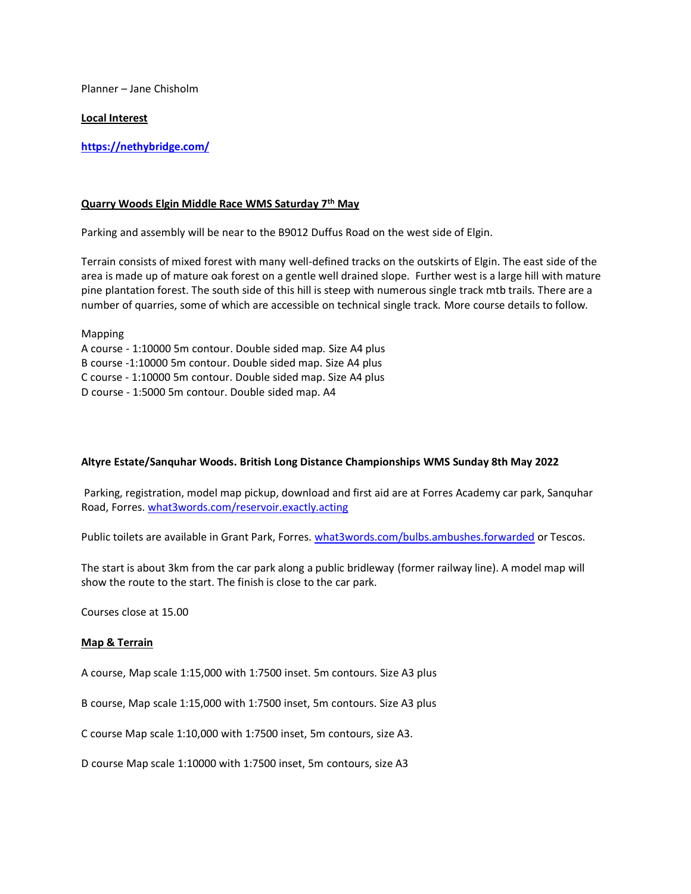Planner – Jane Chisholm

**Local Interest**

**https://nethybridge.com/**

**Quarry Woods Elgin Middle Race WMS Saturday 7th May**

Parking and assembly will be near to the B9012 Duffus Road on the west side of Elgin.

Terrain consists of mixed forest with many well-defined tracks on the outskirts of Elgin. The east side of the area is made up of mature oak forest on a gentle well drained slope. Further west is a large hill with mature pine plantation forest. The south side of this hill is steep with numerous single track mtb trails. There are a number of quarries, some of which are accessible on technical single track. More course details to follow.

Mapping
A course - 1:10000 5m contour. Double sided map. Size A4 plus
B course -1:10000 5m contour. Double sided map. Size A4 plus
C course - 1:10000 5m contour. Double sided map. Size A4 plus
D course - 1:5000 5m contour. Double sided map. A4

**Altyre Estate/Sanquhar Woods. British Long Distance Championships WMS Sunday 8th May 2022**

Parking, registration, model map pickup, download and first aid are at Forres Academy car park, Sanquhar Road, Forres. what3words.com/reservoir.exactly.acting

Public toilets are available in Grant Park, Forres. what3words.com/bulbs.ambushes.forwarded or Tescos.

The start is about 3km from the car park along a public bridleway (former railway line). A model map will show the route to the start. The finish is close to the car park.

Courses close at 15.00

**Map & Terrain**

A course, Map scale 1:15,000 with 1:7500 inset. 5m contours. Size A3 plus

B course, Map scale 1:15,000 with 1:7500 inset, 5m contours. Size A3 plus

C course Map scale 1:10,000 with 1:7500 inset, 5m contours, size A3.

D course Map scale 1:10000 with 1:7500 inset, 5m contours, size A3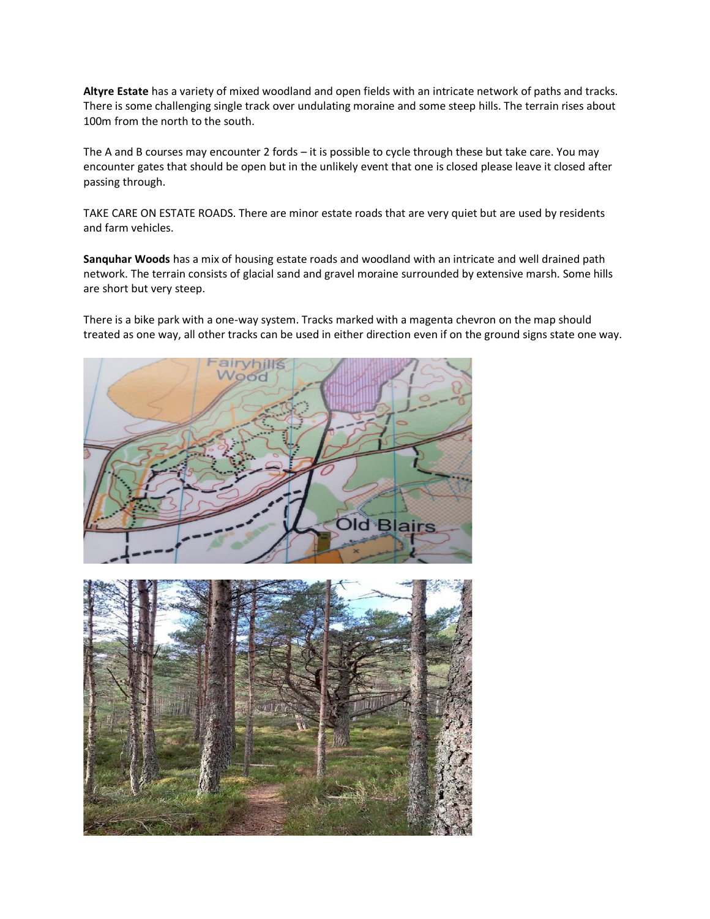**Altyre Estate** has a variety of mixed woodland and open fields with an intricate network of paths and tracks. There is some challenging single track over undulating moraine and some steep hills. The terrain rises about 100m from the north to the south.

The A and B courses may encounter 2 fords – it is possible to cycle through these but take care. You may encounter gates that should be open but in the unlikely event that one is closed please leave it closed after passing through.

TAKE CARE ON ESTATE ROADS. There are minor estate roads that are very quiet but are used by residents and farm vehicles.

**Sanquhar Woods** has a mix of housing estate roads and woodland with an intricate and well drained path network. The terrain consists of glacial sand and gravel moraine surrounded by extensive marsh. Some hills are short but very steep.

There is a bike park with a one-way system. Tracks marked with a magenta chevron on the map should treated as one way, all other tracks can be used in either direction even if on the ground signs state one way.